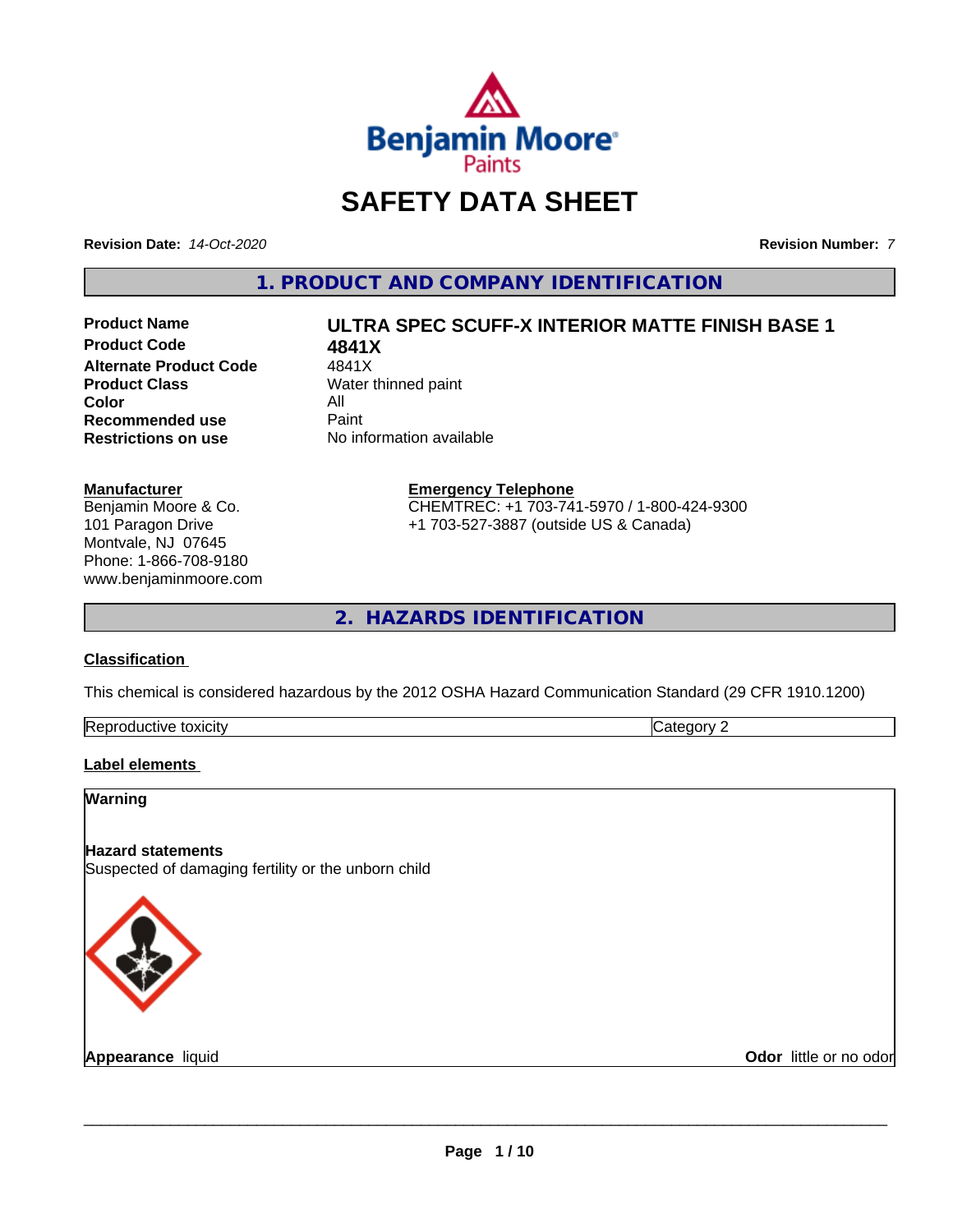# SAFETY DATA SHEET

**Revision Date:** *14-Oct-2020* **Revision Number:** *7*

## 1. PRODUCT AND COMPANY IDENTIFICATION

| | |
|---|---|
| **Product Name** | **ULTRA SPEC SCUFF-X INTERIOR MATTE FINISH BASE 1** |
| **Product Code** | **4841X** |
| **Alternate Product Code** | 4841X |
| **Product Class** | Water thinned paint |
| **Color** | All |
| **Recommended use** | Paint |
| **Restrictions on use** | No information available |

**Manufacturer**
Benjamin Moore & Co.
101 Paragon Drive
Montvale, NJ 07645
Phone: 1-866-708-9180
www.benjaminmoore.com

**Emergency Telephone**
CHEMTREC: +1 703-741-5970 / 1-800-424-9300
+1 703-527-3887 (outside US & Canada)

## 2. HAZARDS IDENTIFICATION

**Classification**

This chemical is considered hazardous by the 2012 OSHA Hazard Communication Standard (29 CFR 1910.1200)

| | |
|---|---|
| Reproductive toxicity | Category 2 |

**Label elements**

**Warning**

**Hazard statements**
Suspected of damaging fertility or the unborn child

**Appearance** liquid **Odor** little or no odor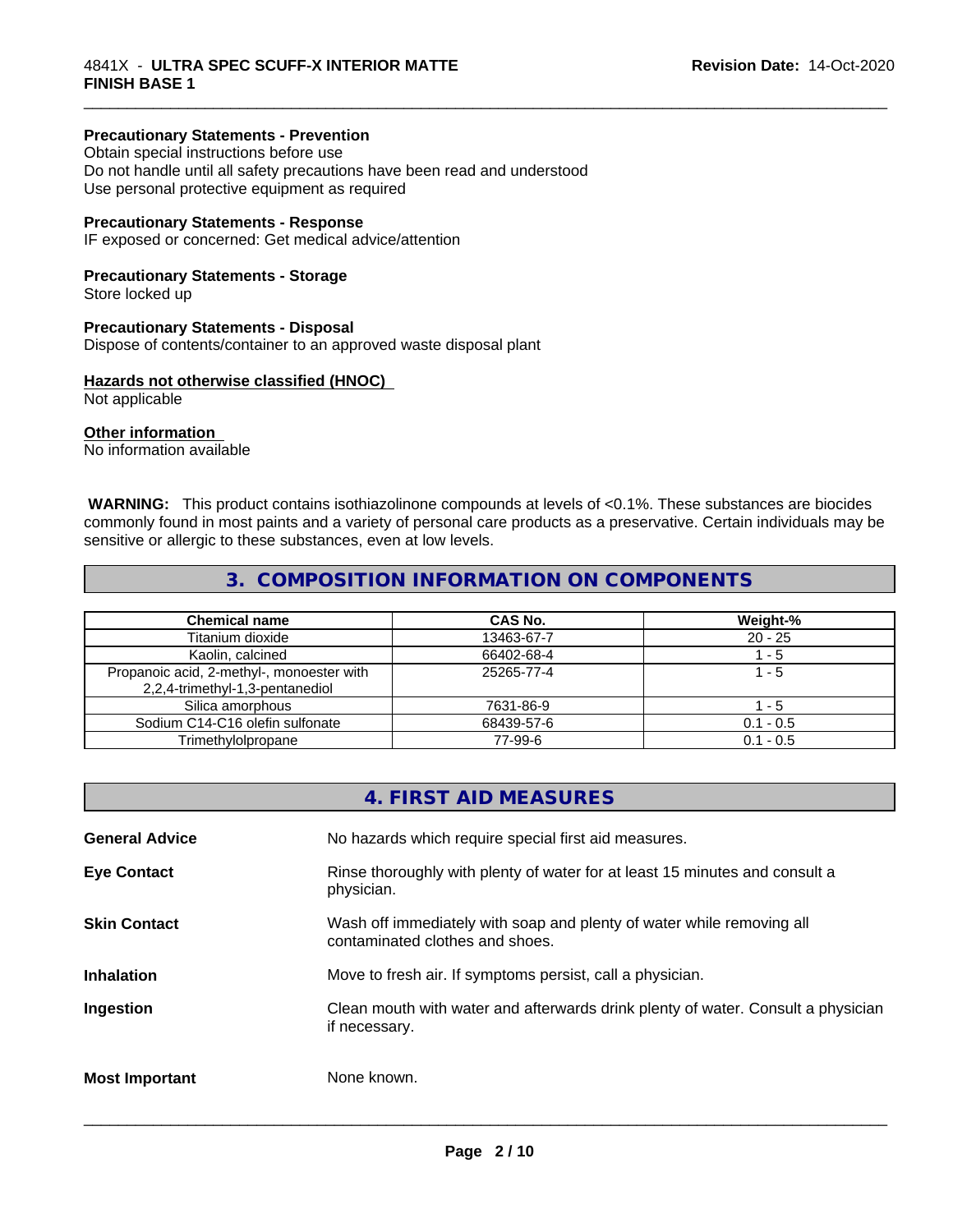**Precautionary Statements - Prevention**
Obtain special instructions before use
Do not handle until all safety precautions have been read and understood
Use personal protective equipment as required

**Precautionary Statements - Response**
IF exposed or concerned: Get medical advice/attention

**Precautionary Statements - Storage**
Store locked up

**Precautionary Statements - Disposal**
Dispose of contents/container to an approved waste disposal plant

**Hazards not otherwise classified (HNOC)**
Not applicable

**Other information**
No information available

**WARNING:** This product contains isothiazolinone compounds at levels of <0.1%. These substances are biocides commonly found in most paints and a variety of personal care products as a preservative. Certain individuals may be sensitive or allergic to these substances, even at low levels.

## 3. COMPOSITION INFORMATION ON COMPONENTS

| Chemical name | CAS No. | Weight-% |
|---|---|---|
| Titanium dioxide | 13463-67-7 | 20 - 25 |
| Kaolin, calcined | 66402-68-4 | 1 - 5 |
| Propanoic acid, 2-methyl-, monoester with 2,2,4-trimethyl-1,3-pentanediol | 25265-77-4 | 1 - 5 |
| Silica amorphous | 7631-86-9 | 1 - 5 |
| Sodium C14-C16 olefin sulfonate | 68439-57-6 | 0.1 - 0.5 |
| Trimethylolpropane | 77-99-6 | 0.1 - 0.5 |

## 4. FIRST AID MEASURES

**General Advice** No hazards which require special first aid measures.

**Eye Contact** Rinse thoroughly with plenty of water for at least 15 minutes and consult a physician.

**Skin Contact** Wash off immediately with soap and plenty of water while removing all contaminated clothes and shoes.

**Inhalation** Move to fresh air. If symptoms persist, call a physician.

**Ingestion** Clean mouth with water and afterwards drink plenty of water. Consult a physician if necessary.

**Most Important** None known.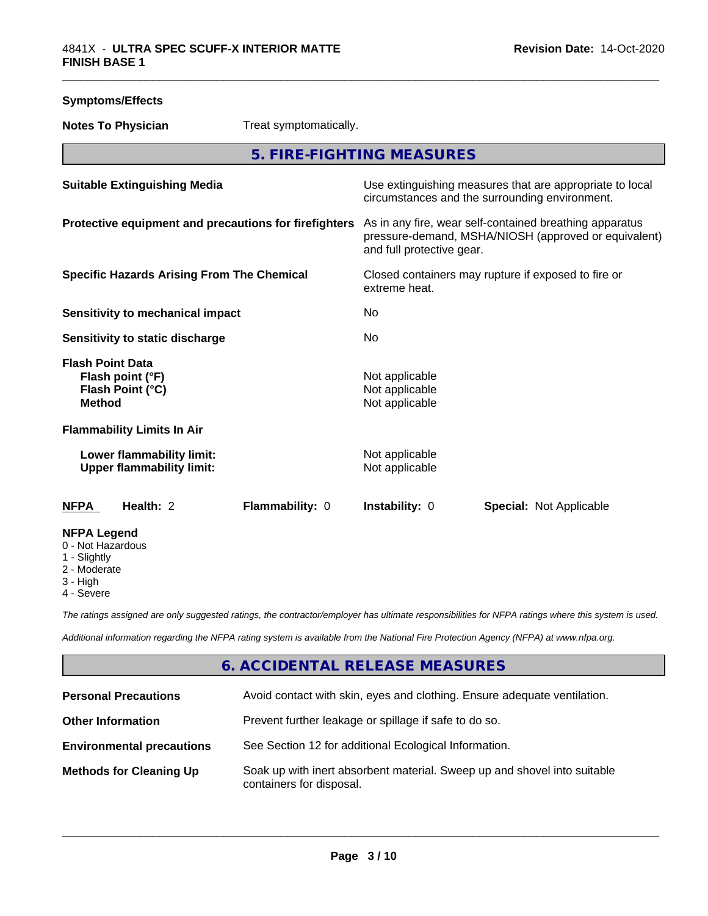**Symptoms/Effects**

| | |
|---|---|
| **Notes To Physician** | Treat symptomatically. |

## 5. FIRE-FIGHTING MEASURES

| | |
|---|---|
| **Suitable Extinguishing Media** | Use extinguishing measures that are appropriate to local circumstances and the surrounding environment. |
| **Protective equipment and precautions for firefighters** | As in any fire, wear self-contained breathing apparatus pressure-demand, MSHA/NIOSH (approved or equivalent) and full protective gear. |
| **Specific Hazards Arising From The Chemical** | Closed containers may rupture if exposed to fire or extreme heat. |
| **Sensitivity to mechanical impact** | No |
| **Sensitivity to static discharge** | No |
| **Flash Point Data** | |
| **Flash point (°F)** | Not applicable |
| **Flash Point (°C)** | Not applicable |
| **Method** | Not applicable |
| **Flammability Limits In Air** | |
| **Lower flammability limit:** | Not applicable |
| **Upper flammability limit:** | Not applicable |

| NFPA | Health: 2 | Flammability: 0 | Instability: 0 | Special: Not Applicable |
|---|---|---|---|---|

**NFPA Legend**
- 0 - Not Hazardous
- 1 - Slightly
- 2 - Moderate
- 3 - High
- 4 - Severe

*The ratings assigned are only suggested ratings, the contractor/employer has ultimate responsibilities for NFPA ratings where this system is used.*

*Additional information regarding the NFPA rating system is available from the National Fire Protection Agency (NFPA) at www.nfpa.org.*

## 6. ACCIDENTAL RELEASE MEASURES

| | |
|---|---|
| **Personal Precautions** | Avoid contact with skin, eyes and clothing. Ensure adequate ventilation. |
| **Other Information** | Prevent further leakage or spillage if safe to do so. |
| **Environmental precautions** | See Section 12 for additional Ecological Information. |
| **Methods for Cleaning Up** | Soak up with inert absorbent material. Sweep up and shovel into suitable containers for disposal. |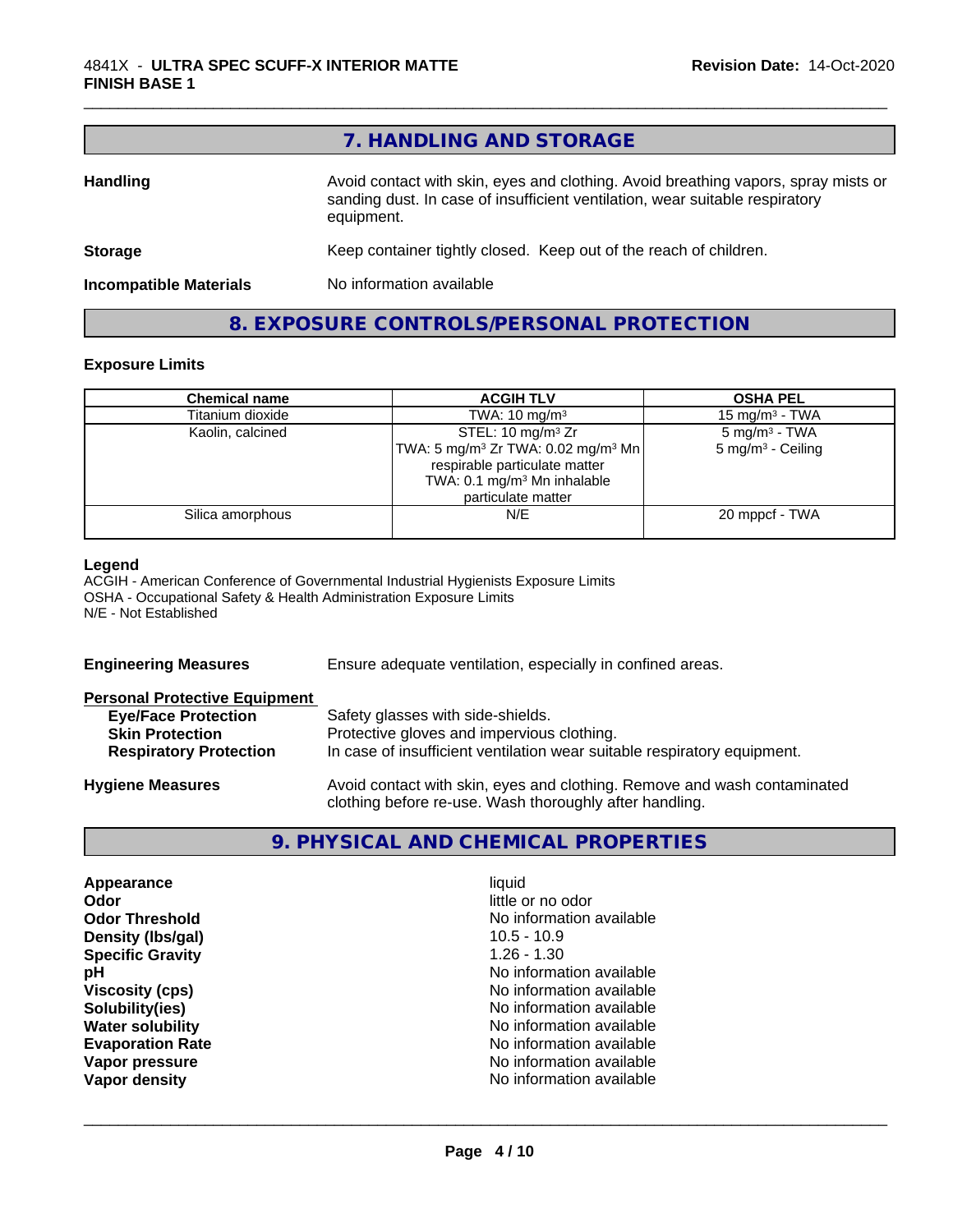## 7. HANDLING AND STORAGE

**Handling** Avoid contact with skin, eyes and clothing. Avoid breathing vapors, spray mists or sanding dust. In case of insufficient ventilation, wear suitable respiratory equipment.

**Storage** Keep container tightly closed. Keep out of the reach of children.

**Incompatible Materials** No information available

## 8. EXPOSURE CONTROLS/PERSONAL PROTECTION

### Exposure Limits

| Chemical name | ACGIH TLV | OSHA PEL |
|---|---|---|
| Titanium dioxide | TWA: 10 mg/m³ | 15 mg/m³ - TWA |
| Kaolin, calcined | STEL: 10 mg/m³ Zr<br>TWA: 5 mg/m³ Zr TWA: 0.02 mg/m³ Mn respirable particulate matter<br>TWA: 0.1 mg/m³ Mn inhalable particulate matter | 5 mg/m³ - TWA<br>5 mg/m³ - Ceiling |
| Silica amorphous | N/E | 20 mppcf - TWA |

**Legend**
ACGIH - American Conference of Governmental Industrial Hygienists Exposure Limits
OSHA - Occupational Safety & Health Administration Exposure Limits
N/E - Not Established

**Engineering Measures** Ensure adequate ventilation, especially in confined areas.

**Personal Protective Equipment**

- **Eye/Face Protection** Safety glasses with side-shields.
- **Skin Protection** Protective gloves and impervious clothing.
- **Respiratory Protection** In case of insufficient ventilation wear suitable respiratory equipment.

**Hygiene Measures** Avoid contact with skin, eyes and clothing. Remove and wash contaminated clothing before re-use. Wash thoroughly after handling.

## 9. PHYSICAL AND CHEMICAL PROPERTIES

| | |
|---|---|
| **Appearance** | liquid |
| **Odor** | little or no odor |
| **Odor Threshold** | No information available |
| **Density (lbs/gal)** | 10.5 - 10.9 |
| **Specific Gravity** | 1.26 - 1.30 |
| **pH** | No information available |
| **Viscosity (cps)** | No information available |
| **Solubility(ies)** | No information available |
| **Water solubility** | No information available |
| **Evaporation Rate** | No information available |
| **Vapor pressure** | No information available |
| **Vapor density** | No information available |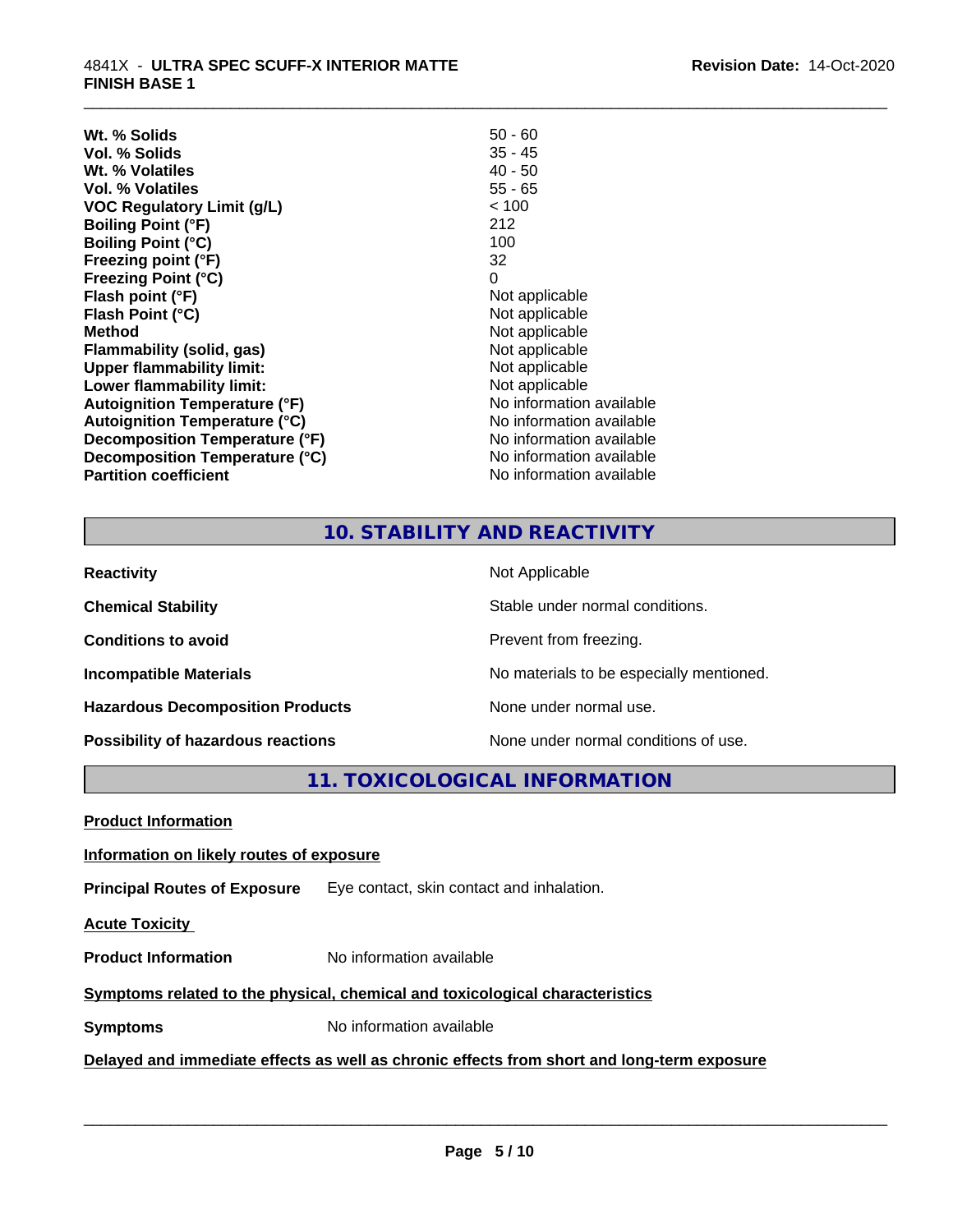| | |
|---|---|
| **Wt. % Solids** | 50 - 60 |
| **Vol. % Solids** | 35 - 45 |
| **Wt. % Volatiles** | 40 - 50 |
| **Vol. % Volatiles** | 55 - 65 |
| **VOC Regulatory Limit (g/L)** | < 100 |
| **Boiling Point (°F)** | 212 |
| **Boiling Point (°C)** | 100 |
| **Freezing point (°F)** | 32 |
| **Freezing Point (°C)** | 0 |
| **Flash point (°F)** | Not applicable |
| **Flash Point (°C)** | Not applicable |
| **Method** | Not applicable |
| **Flammability (solid, gas)** | Not applicable |
| **Upper flammability limit:** | Not applicable |
| **Lower flammability limit:** | Not applicable |
| **Autoignition Temperature (°F)** | No information available |
| **Autoignition Temperature (°C)** | No information available |
| **Decomposition Temperature (°F)** | No information available |
| **Decomposition Temperature (°C)** | No information available |
| **Partition coefficient** | No information available |

## 10. STABILITY AND REACTIVITY

| | |
|---|---|
| **Reactivity** | Not Applicable |
| **Chemical Stability** | Stable under normal conditions. |
| **Conditions to avoid** | Prevent from freezing. |
| **Incompatible Materials** | No materials to be especially mentioned. |
| **Hazardous Decomposition Products** | None under normal use. |
| **Possibility of hazardous reactions** | None under normal conditions of use. |

## 11. TOXICOLOGICAL INFORMATION

**Product Information**

**Information on likely routes of exposure**

**Principal Routes of Exposure** Eye contact, skin contact and inhalation.

**Acute Toxicity**

**Product Information** No information available

**Symptoms related to the physical, chemical and toxicological characteristics**

**Symptoms** No information available

**Delayed and immediate effects as well as chronic effects from short and long-term exposure**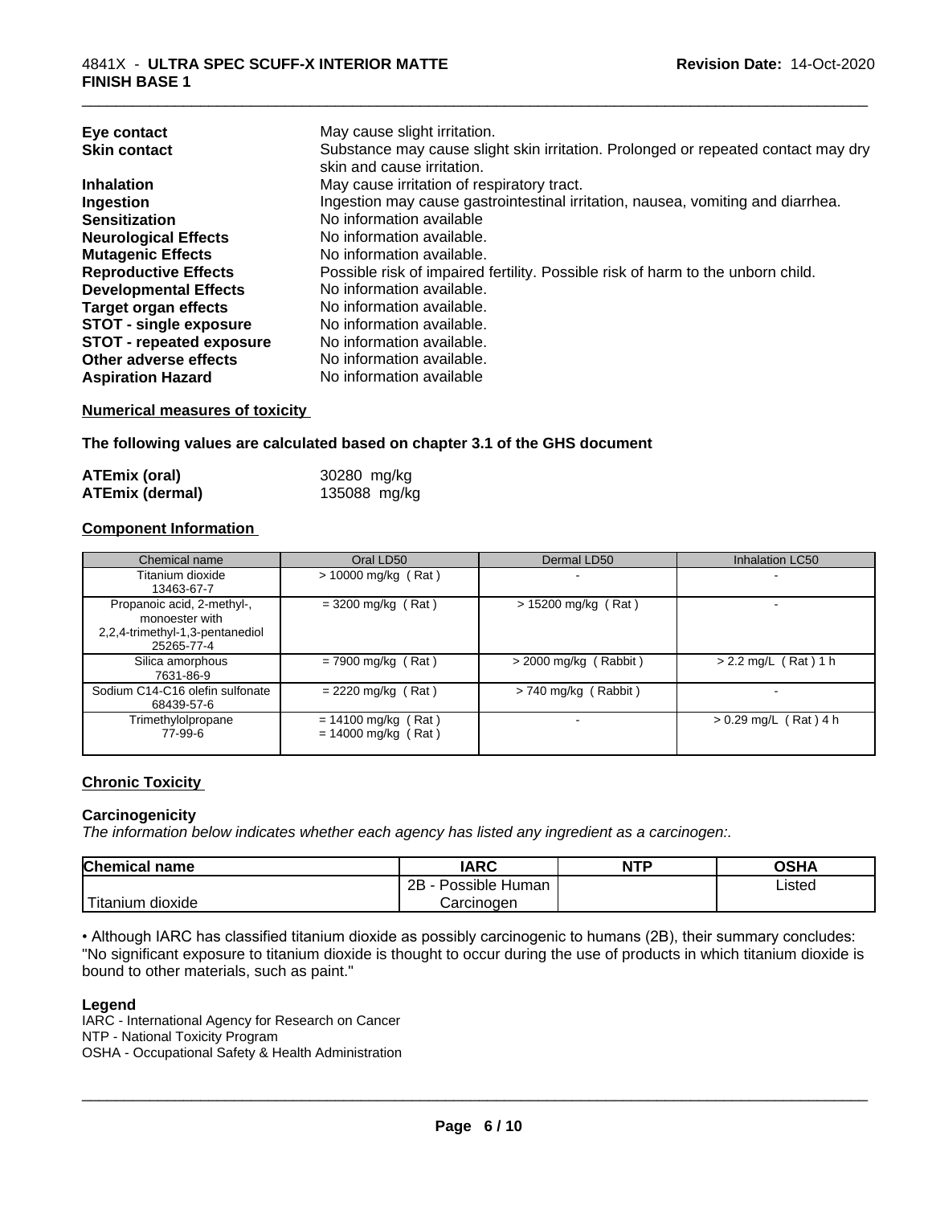| | |
|---|---|
| **Eye contact** | May cause slight irritation. |
| **Skin contact** | Substance may cause slight skin irritation. Prolonged or repeated contact may dry skin and cause irritation. |
| **Inhalation** | May cause irritation of respiratory tract. |
| **Ingestion** | Ingestion may cause gastrointestinal irritation, nausea, vomiting and diarrhea. |
| **Sensitization** | No information available |
| **Neurological Effects** | No information available. |
| **Mutagenic Effects** | No information available. |
| **Reproductive Effects** | Possible risk of impaired fertility. Possible risk of harm to the unborn child. |
| **Developmental Effects** | No information available. |
| **Target organ effects** | No information available. |
| **STOT - single exposure** | No information available. |
| **STOT - repeated exposure** | No information available. |
| **Other adverse effects** | No information available. |
| **Aspiration Hazard** | No information available |

**Numerical measures of toxicity**

**The following values are calculated based on chapter 3.1 of the GHS document**

| | |
|---|---|
| **ATEmix (oral)** | 30280 mg/kg |
| **ATEmix (dermal)** | 135088 mg/kg |

**Component Information**

| Chemical name | Oral LD50 | Dermal LD50 | Inhalation LC50 |
|---|---|---|---|
| Titanium dioxide<br>13463-67-7 | > 10000 mg/kg ( Rat ) | - | - |
| Propanoic acid, 2-methyl-, monoester with 2,2,4-trimethyl-1,3-pentanediol<br>25265-77-4 | = 3200 mg/kg ( Rat ) | > 15200 mg/kg ( Rat ) | - |
| Silica amorphous<br>7631-86-9 | = 7900 mg/kg ( Rat ) | > 2000 mg/kg ( Rabbit ) | > 2.2 mg/L ( Rat ) 1 h |
| Sodium C14-C16 olefin sulfonate<br>68439-57-6 | = 2220 mg/kg ( Rat ) | > 740 mg/kg ( Rabbit ) | - |
| Trimethylolpropane<br>77-99-6 | = 14100 mg/kg ( Rat )<br>= 14000 mg/kg ( Rat ) | - | > 0.29 mg/L ( Rat ) 4 h |

**Chronic Toxicity**

**Carcinogenicity**

*The information below indicates whether each agency has listed any ingredient as a carcinogen:.*

| Chemical name | IARC | NTP | OSHA |
|---|---|---|---|
| Titanium dioxide | 2B - Possible Human Carcinogen | | Listed |

• Although IARC has classified titanium dioxide as possibly carcinogenic to humans (2B), their summary concludes: "No significant exposure to titanium dioxide is thought to occur during the use of products in which titanium dioxide is bound to other materials, such as paint."

**Legend**

IARC - International Agency for Research on Cancer
NTP - National Toxicity Program
OSHA - Occupational Safety & Health Administration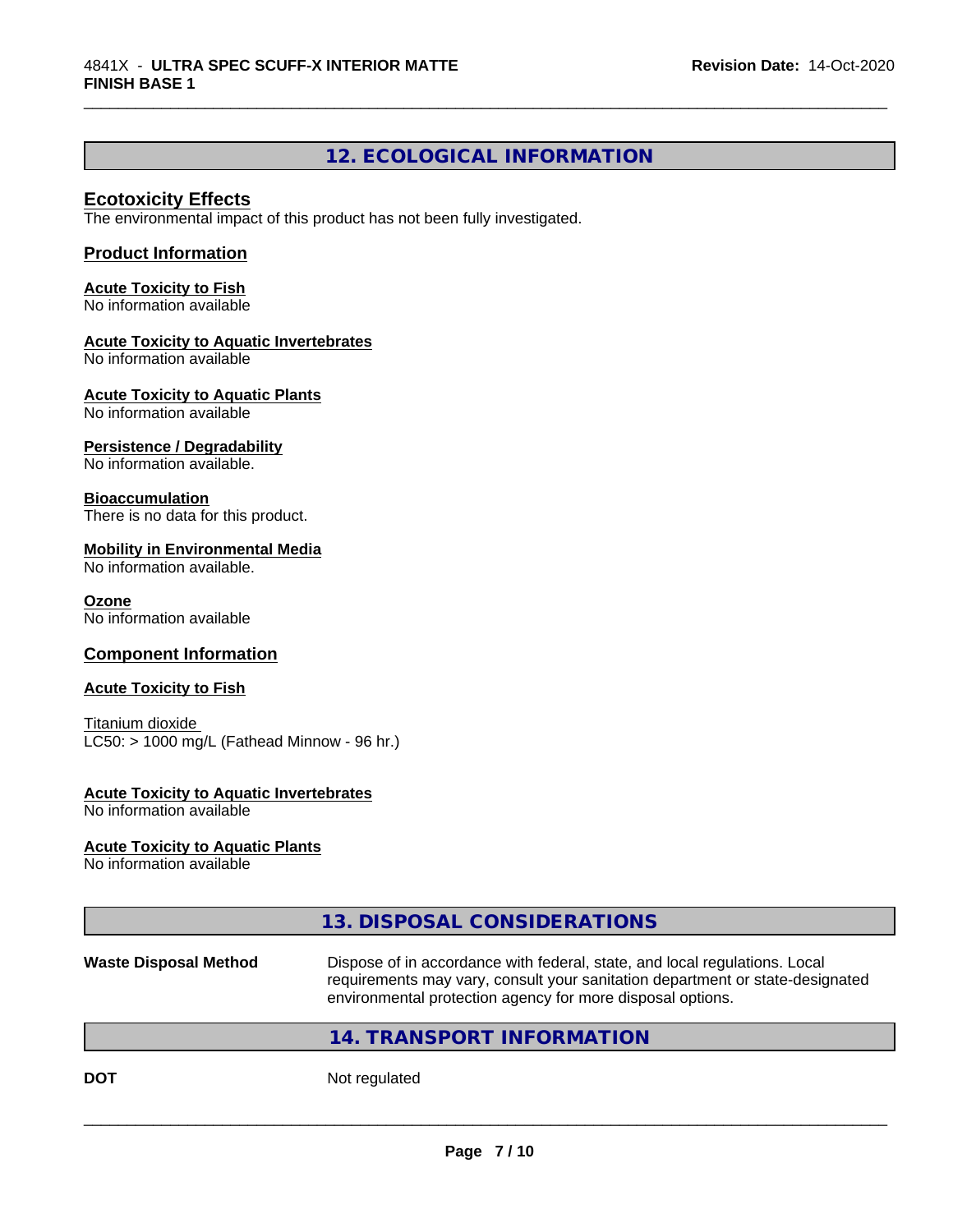## 12. ECOLOGICAL INFORMATION

### Ecotoxicity Effects

The environmental impact of this product has not been fully investigated.

### Product Information

**Acute Toxicity to Fish**
No information available

**Acute Toxicity to Aquatic Invertebrates**
No information available

**Acute Toxicity to Aquatic Plants**
No information available

**Persistence / Degradability**
No information available.

**Bioaccumulation**
There is no data for this product.

**Mobility in Environmental Media**
No information available.

**Ozone**
No information available

### Component Information

**Acute Toxicity to Fish**

Titanium dioxide
LC50: > 1000 mg/L (Fathead Minnow - 96 hr.)

**Acute Toxicity to Aquatic Invertebrates**
No information available

**Acute Toxicity to Aquatic Plants**
No information available

## 13. DISPOSAL CONSIDERATIONS

| | |
|---|---|
| **Waste Disposal Method** | Dispose of in accordance with federal, state, and local regulations. Local requirements may vary, consult your sanitation department or state-designated environmental protection agency for more disposal options. |

## 14. TRANSPORT INFORMATION

| | |
|---|---|
| **DOT** | Not regulated |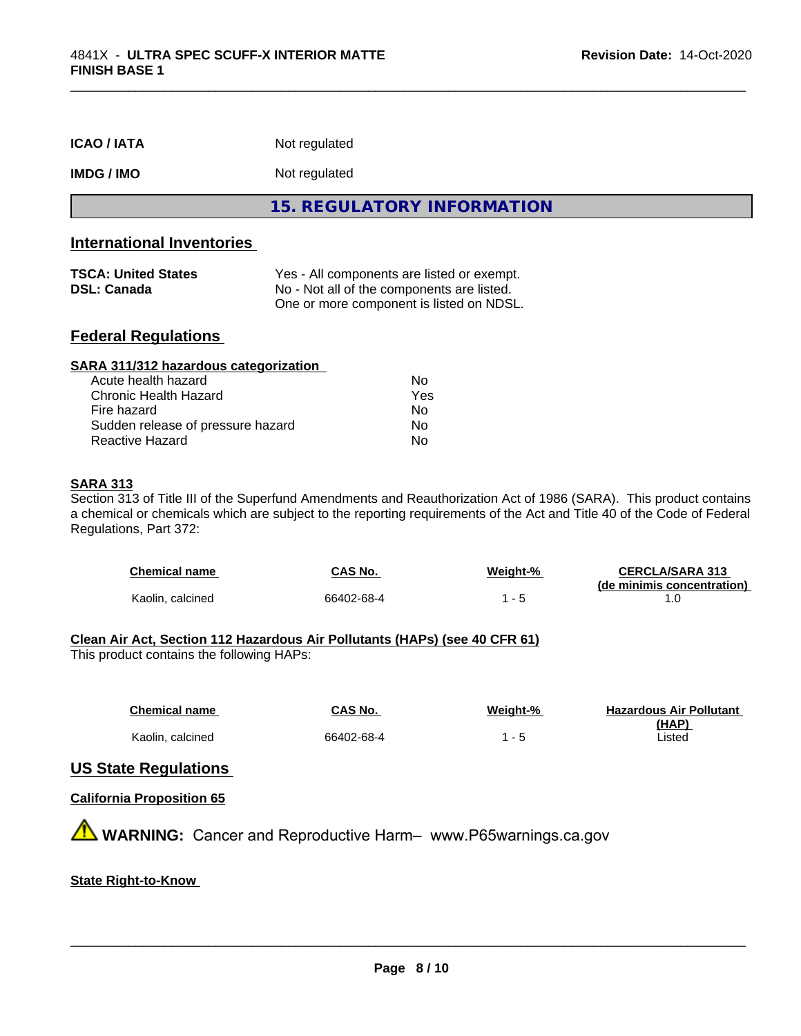| | |
|---|---|
| **ICAO / IATA** | Not regulated |
| **IMDG / IMO** | Not regulated |

## 15. REGULATORY INFORMATION

### International Inventories

| | |
|---|---|
| **TSCA: United States** | Yes - All components are listed or exempt. |
| **DSL: Canada** | No - Not all of the components are listed. One or more component is listed on NDSL. |

### Federal Regulations

**SARA 311/312 hazardous categorization**

| | |
|---|---|
| Acute health hazard | No |
| Chronic Health Hazard | Yes |
| Fire hazard | No |
| Sudden release of pressure hazard | No |
| Reactive Hazard | No |

**SARA 313**

Section 313 of Title III of the Superfund Amendments and Reauthorization Act of 1986 (SARA). This product contains a chemical or chemicals which are subject to the reporting requirements of the Act and Title 40 of the Code of Federal Regulations, Part 372:

| Chemical name | CAS No. | Weight-% | CERCLA/SARA 313 (de minimis concentration) |
|---|---|---|---|
| Kaolin, calcined | 66402-68-4 | 1 - 5 | 1.0 |

**Clean Air Act, Section 112 Hazardous Air Pollutants (HAPs) (see 40 CFR 61)**

This product contains the following HAPs:

| Chemical name | CAS No. | Weight-% | Hazardous Air Pollutant (HAP) |
|---|---|---|---|
| Kaolin, calcined | 66402-68-4 | 1 - 5 | Listed |

### US State Regulations

**California Proposition 65**

⚠ **WARNING:** Cancer and Reproductive Harm– www.P65warnings.ca.gov

**State Right-to-Know**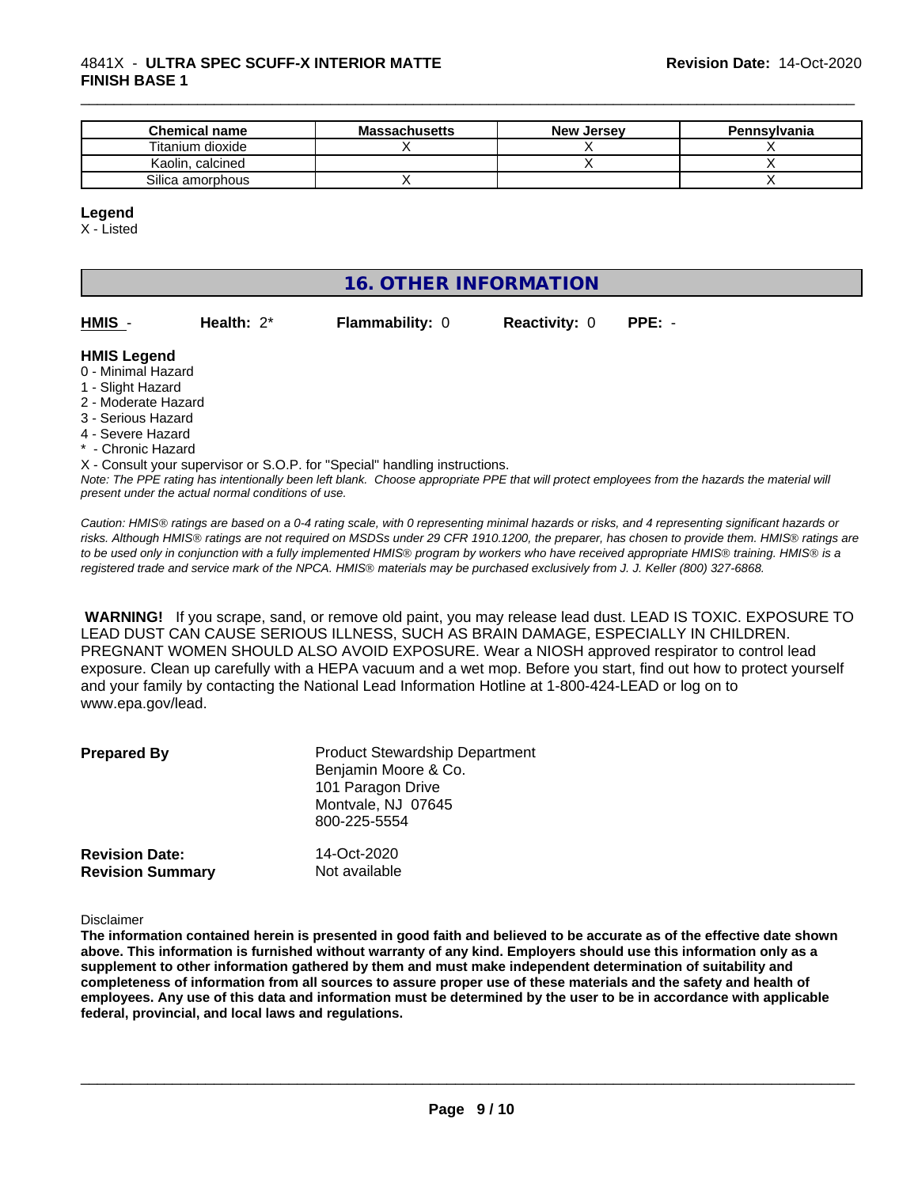| Chemical name | Massachusetts | New Jersey | Pennsylvania |
|---|---|---|---|
| Titanium dioxide | X | X | X |
| Kaolin, calcined | | X | X |
| Silica amorphous | X | | X |

**Legend**

X - Listed

## 16. OTHER INFORMATION

**HMIS** - **Health:** 2* **Flammability:** 0 **Reactivity:** 0 **PPE:** -

**HMIS Legend**

0 - Minimal Hazard
1 - Slight Hazard
2 - Moderate Hazard
3 - Serious Hazard
4 - Severe Hazard
* - Chronic Hazard
X - Consult your supervisor or S.O.P. for "Special" handling instructions.

*Note: The PPE rating has intentionally been left blank. Choose appropriate PPE that will protect employees from the hazards the material will present under the actual normal conditions of use.*

*Caution: HMIS® ratings are based on a 0-4 rating scale, with 0 representing minimal hazards or risks, and 4 representing significant hazards or risks. Although HMIS® ratings are not required on MSDSs under 29 CFR 1910.1200, the preparer, has chosen to provide them. HMIS® ratings are to be used only in conjunction with a fully implemented HMIS® program by workers who have received appropriate HMIS® training. HMIS® is a registered trade and service mark of the NPCA. HMIS® materials may be purchased exclusively from J. J. Keller (800) 327-6868.*

**WARNING!** If you scrape, sand, or remove old paint, you may release lead dust. LEAD IS TOXIC. EXPOSURE TO LEAD DUST CAN CAUSE SERIOUS ILLNESS, SUCH AS BRAIN DAMAGE, ESPECIALLY IN CHILDREN. PREGNANT WOMEN SHOULD ALSO AVOID EXPOSURE. Wear a NIOSH approved respirator to control lead exposure. Clean up carefully with a HEPA vacuum and a wet mop. Before you start, find out how to protect yourself and your family by contacting the National Lead Information Hotline at 1-800-424-LEAD or log on to www.epa.gov/lead.

**Prepared By**
Product Stewardship Department
Benjamin Moore & Co.
101 Paragon Drive
Montvale, NJ 07645
800-225-5554

**Revision Date:** 14-Oct-2020
**Revision Summary** Not available

Disclaimer

**The information contained herein is presented in good faith and believed to be accurate as of the effective date shown above. This information is furnished without warranty of any kind. Employers should use this information only as a supplement to other information gathered by them and must make independent determination of suitability and completeness of information from all sources to assure proper use of these materials and the safety and health of employees. Any use of this data and information must be determined by the user to be in accordance with applicable federal, provincial, and local laws and regulations.**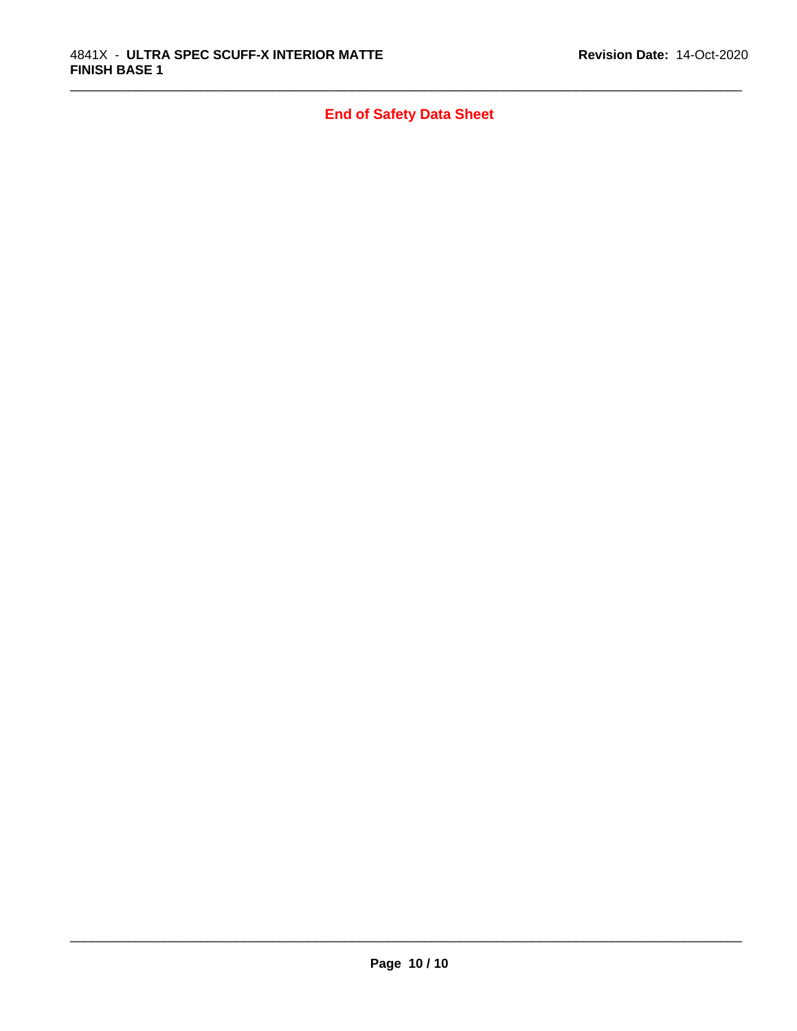**End of Safety Data Sheet**